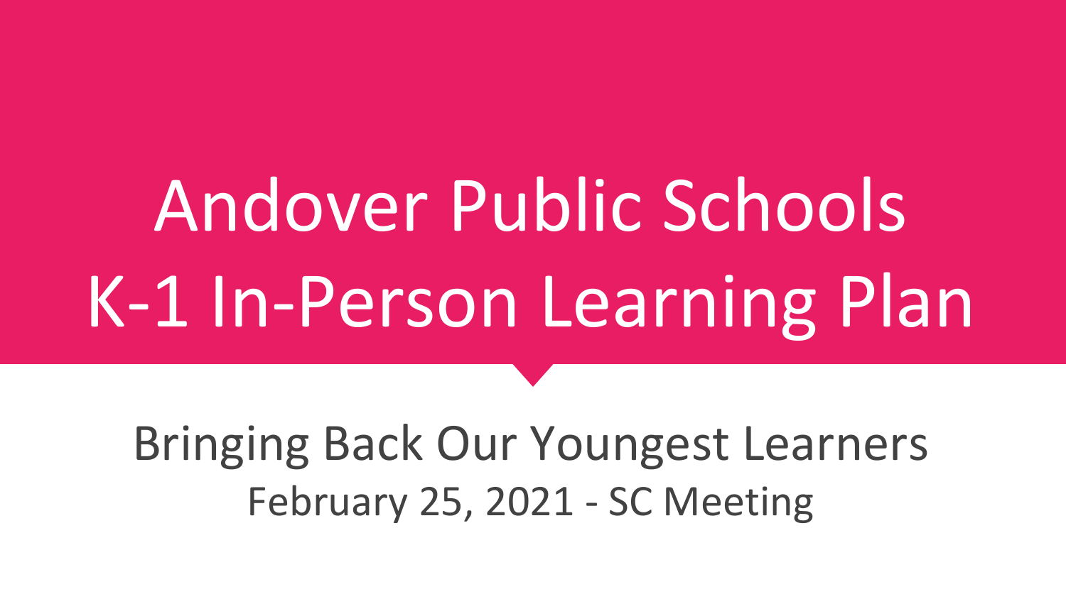# Andover Public Schools
# K-1 In-Person Learning Plan

## Bringing Back Our Youngest Learners

February 25, 2021 - SC Meeting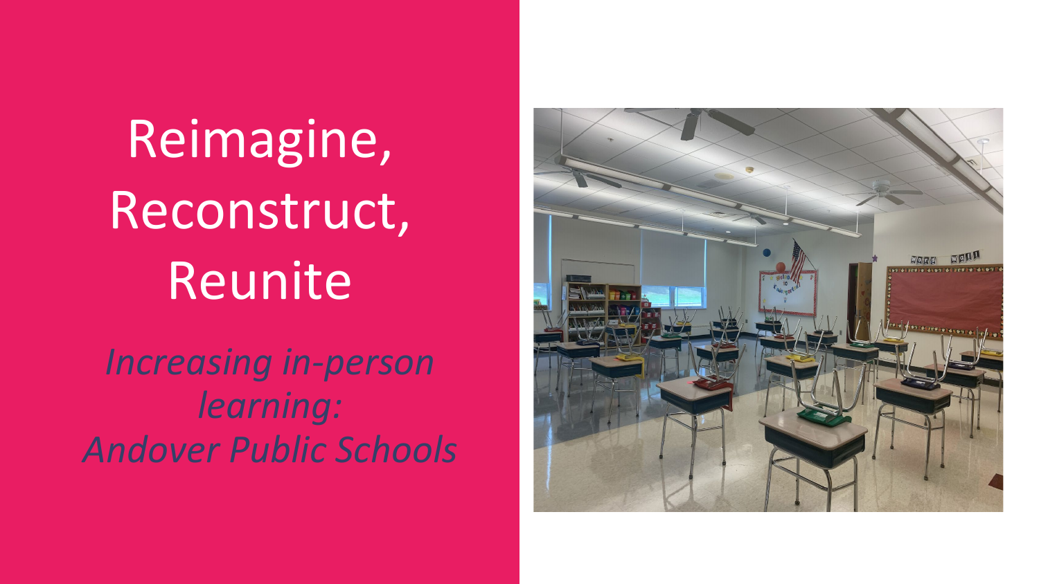# Reimagine, Reconstruct, Reunite

*Increasing in-person learning:*
*Andover Public Schools*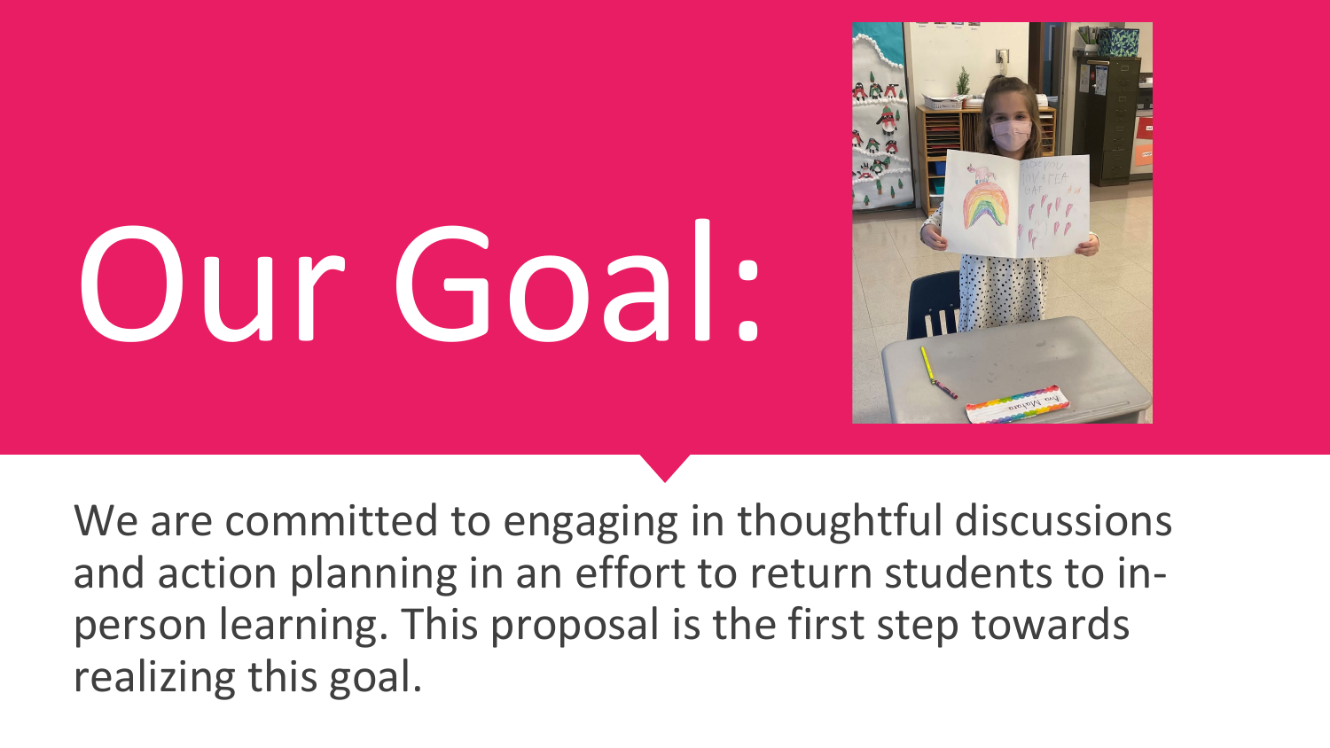# Our Goal:

We are committed to engaging in thoughtful discussions and action planning in an effort to return students to in-person learning. This proposal is the first step towards realizing this goal.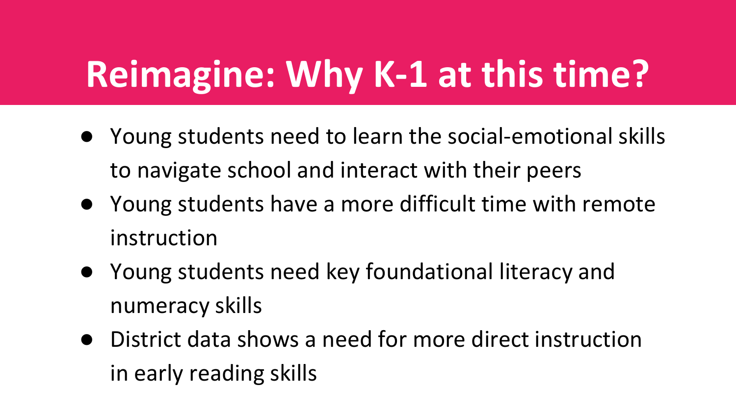# Reimagine: Why K-1 at this time?

- Young students need to learn the social-emotional skills to navigate school and interact with their peers
- Young students have a more difficult time with remote instruction
- Young students need key foundational literacy and numeracy skills
- District data shows a need for more direct instruction in early reading skills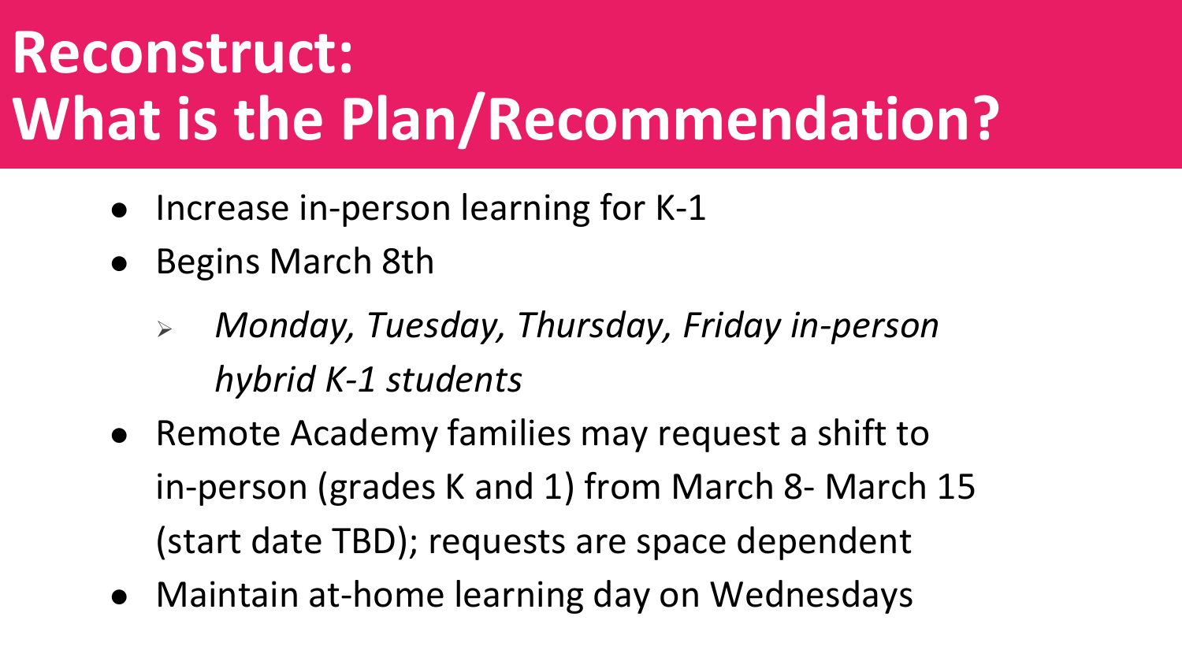# Reconstruct: What is the Plan/Recommendation?

- Increase in-person learning for K-1
- Begins March 8th
  - *Monday, Tuesday, Thursday, Friday in-person hybrid K-1 students*
- Remote Academy families may request a shift to in-person (grades K and 1) from March 8- March 15 (start date TBD); requests are space dependent
- Maintain at-home learning day on Wednesdays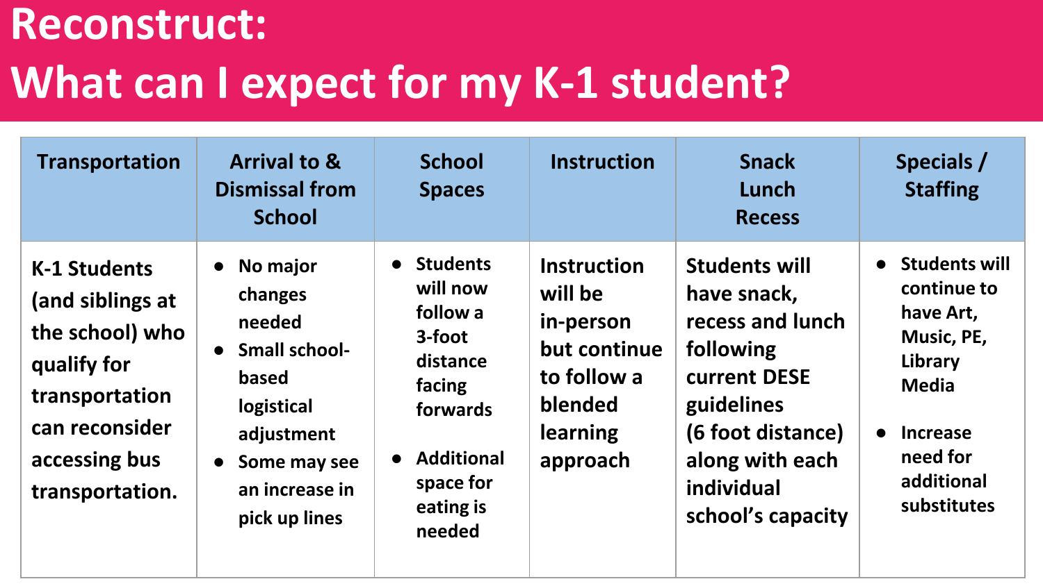# Reconstruct:
# What can I expect for my K-1 student?

| Transportation | Arrival to & Dismissal from School | School Spaces | Instruction | Snack Lunch Recess | Specials / Staffing |
|---|---|---|---|---|---|
| K-1 Students (and siblings at the school) who qualify for transportation can reconsider accessing bus transportation. | • No major changes needed<br>• Small school-based logistical adjustment<br>• Some may see an increase in pick up lines | • Students will now follow a 3-foot distance facing forwards<br>• Additional space for eating is needed | Instruction will be in-person but continue to follow a blended learning approach | Students will have snack, recess and lunch following current DESE guidelines (6 foot distance) along with each individual school's capacity | • Students will continue to have Art, Music, PE, Library Media<br>• Increase need for additional substitutes |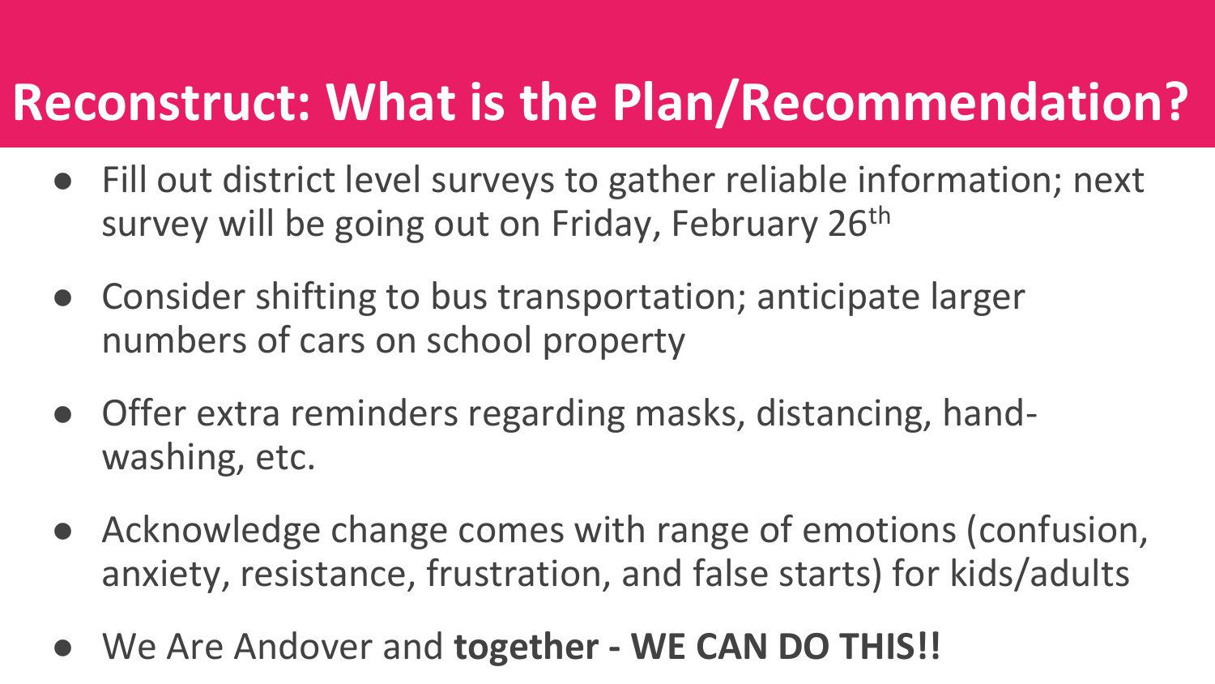# Reconstruct: What is the Plan/Recommendation?

- Fill out district level surveys to gather reliable information; next survey will be going out on Friday, February 26th
- Consider shifting to bus transportation; anticipate larger numbers of cars on school property
- Offer extra reminders regarding masks, distancing, hand-washing, etc.
- Acknowledge change comes with range of emotions (confusion, anxiety, resistance, frustration, and false starts) for kids/adults
- We Are Andover and **together - WE CAN DO THIS!!**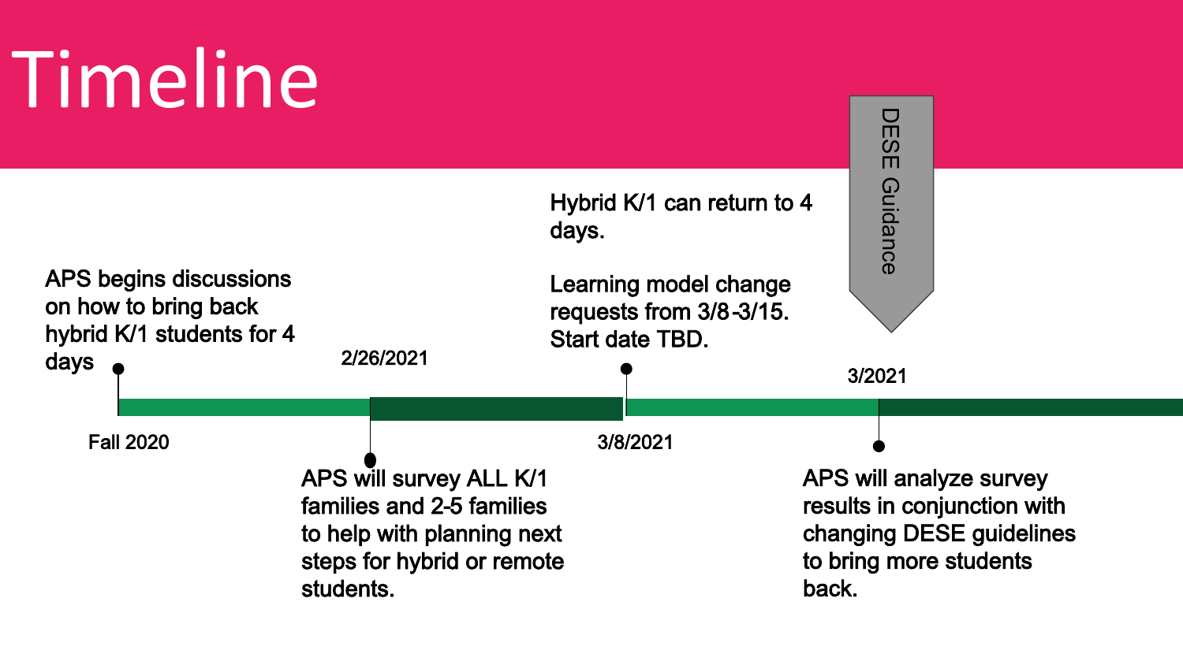# Timeline

- **Fall 2020** — APS begins discussions on how to bring back hybrid K/1 students for 4 days
- **2/26/2021** — APS will survey ALL K/1 families and 2-5 families to help with planning next steps for hybrid or remote students.
- **3/8/2021** — Hybrid K/1 can return to 4 days.

  Learning model change requests from 3/8-3/15. Start date TBD.
- **3/2021** — APS will analyze survey results in conjunction with changing DESE guidelines to bring more students back.

DESE Guidance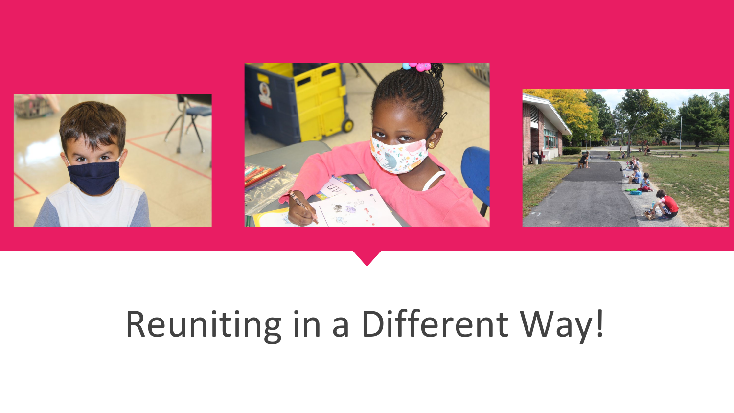# Reuniting in a Different Way!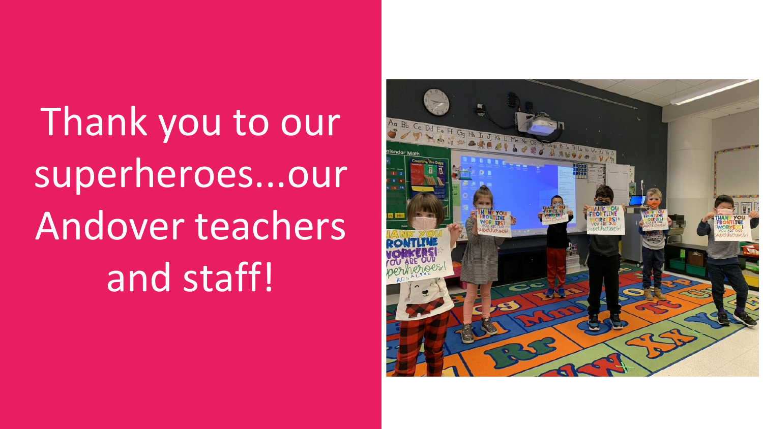Thank you to our superheroes...our Andover teachers and staff!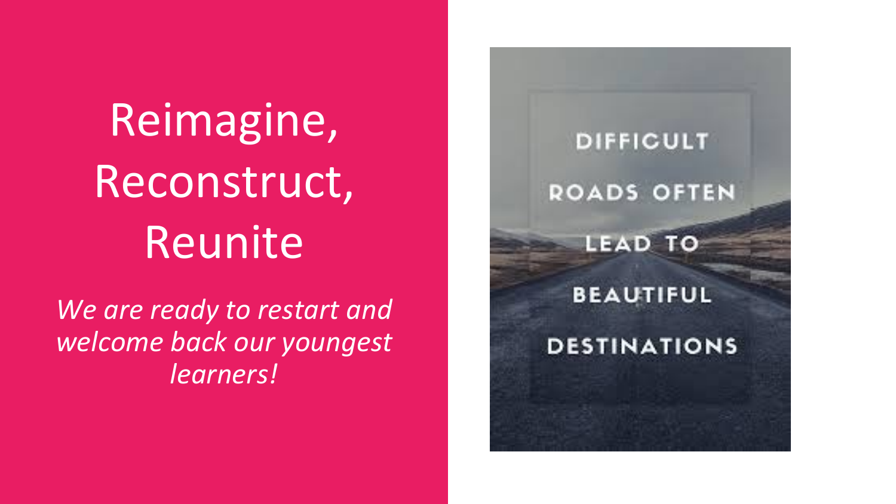# Reimagine, Reconstruct, Reunite

*We are ready to restart and welcome back our youngest learners!*

DIFFICULT ROADS OFTEN LEAD TO BEAUTIFUL DESTINATIONS